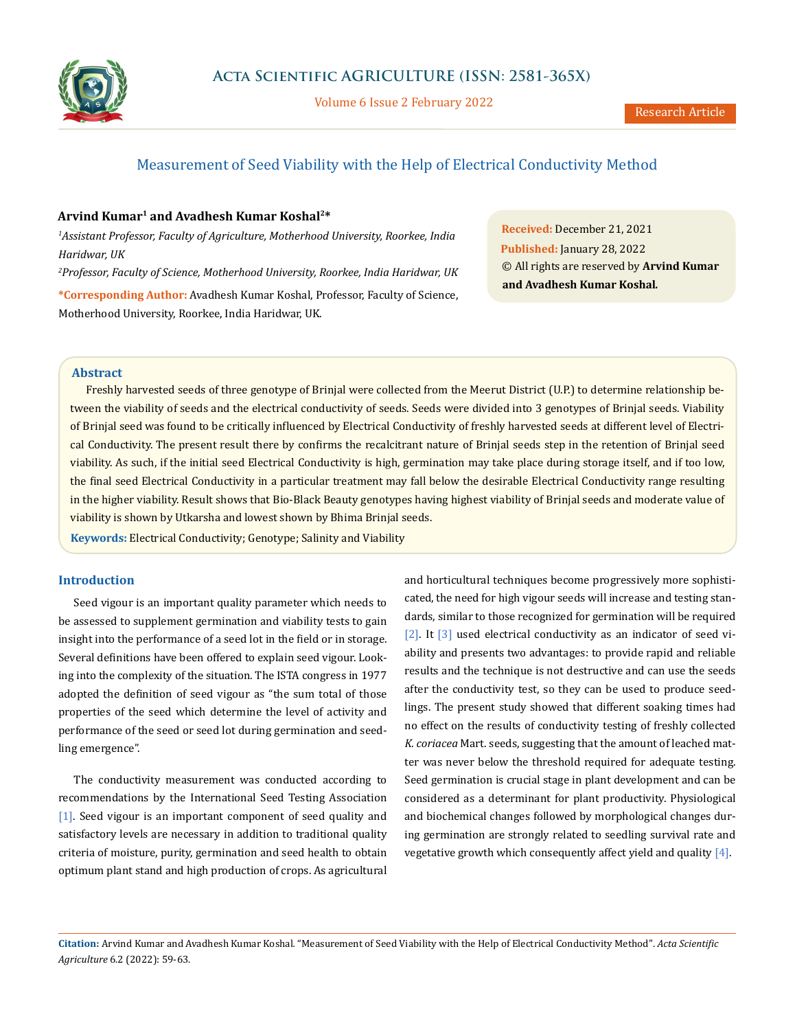# Measurement of Seed Viability with the Help of Electrical Conductivity Method

**Arvind Kumar[1] and Avadhesh Kumar Koshal[2]***

*[1]Assistant Professor, Faculty of Agriculture, Motherhood University, Roorkee, India Haridwar, UK*

*[2]Professor, Faculty of Science, Motherhood University, Roorkee, India Haridwar, UK*

***Corresponding Author:** Avadhesh Kumar Koshal, Professor, Faculty of Science, Motherhood University, Roorkee, India Haridwar, UK.

**Received:** December 21, 2021
**Published:** January 28, 2022
© All rights are reserved by **Arvind Kumar and Avadhesh Kumar Koshal.**

## Abstract

Freshly harvested seeds of three genotype of Brinjal were collected from the Meerut District (U.P.) to determine relationship between the viability of seeds and the electrical conductivity of seeds. Seeds were divided into 3 genotypes of Brinjal seeds. Viability of Brinjal seed was found to be critically influenced by Electrical Conductivity of freshly harvested seeds at different level of Electrical Conductivity. The present result there by confirms the recalcitrant nature of Brinjal seeds step in the retention of Brinjal seed viability. As such, if the initial seed Electrical Conductivity is high, germination may take place during storage itself, and if too low, the final seed Electrical Conductivity in a particular treatment may fall below the desirable Electrical Conductivity range resulting in the higher viability. Result shows that Bio-Black Beauty genotypes having highest viability of Brinjal seeds and moderate value of viability is shown by Utkarsha and lowest shown by Bhima Brinjal seeds.

**Keywords:** Electrical Conductivity; Genotype; Salinity and Viability

## Introduction

Seed vigour is an important quality parameter which needs to be assessed to supplement germination and viability tests to gain insight into the performance of a seed lot in the field or in storage. Several definitions have been offered to explain seed vigour. Looking into the complexity of the situation. The ISTA congress in 1977 adopted the definition of seed vigour as "the sum total of those properties of the seed which determine the level of activity and performance of the seed or seed lot during germination and seedling emergence".

The conductivity measurement was conducted according to recommendations by the International Seed Testing Association [1]. Seed vigour is an important component of seed quality and satisfactory levels are necessary in addition to traditional quality criteria of moisture, purity, germination and seed health to obtain optimum plant stand and high production of crops. As agricultural and horticultural techniques become progressively more sophisticated, the need for high vigour seeds will increase and testing standards, similar to those recognized for germination will be required [2]. It [3] used electrical conductivity as an indicator of seed viability and presents two advantages: to provide rapid and reliable results and the technique is not destructive and can use the seeds after the conductivity test, so they can be used to produce seedlings. The present study showed that different soaking times had no effect on the results of conductivity testing of freshly collected *K. coriacea* Mart. seeds, suggesting that the amount of leached matter was never below the threshold required for adequate testing. Seed germination is crucial stage in plant development and can be considered as a determinant for plant productivity. Physiological and biochemical changes followed by morphological changes during germination are strongly related to seedling survival rate and vegetative growth which consequently affect yield and quality [4].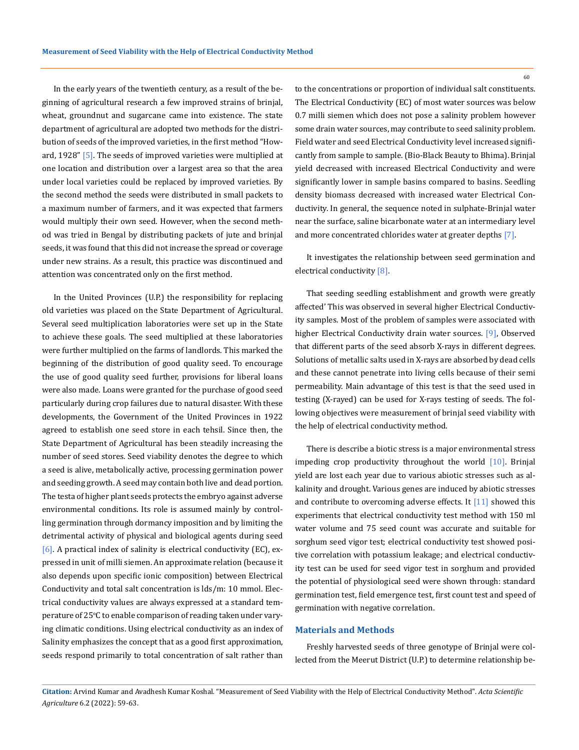In the early years of the twentieth century, as a result of the beginning of agricultural research a few improved strains of brinjal, wheat, groundnut and sugarcane came into existence. The state department of agricultural are adopted two methods for the distribution of seeds of the improved varieties, in the first method "Howard, 1928" [5]. The seeds of improved varieties were multiplied at one location and distribution over a largest area so that the area under local varieties could be replaced by improved varieties. By the second method the seeds were distributed in small packets to a maximum number of farmers, and it was expected that farmers would multiply their own seed. However, when the second method was tried in Bengal by distributing packets of jute and brinjal seeds, it was found that this did not increase the spread or coverage under new strains. As a result, this practice was discontinued and attention was concentrated only on the first method.

In the United Provinces (U.P.) the responsibility for replacing old varieties was placed on the State Department of Agricultural. Several seed multiplication laboratories were set up in the State to achieve these goals. The seed multiplied at these laboratories were further multiplied on the farms of landlords. This marked the beginning of the distribution of good quality seed. To encourage the use of good quality seed further, provisions for liberal loans were also made. Loans were granted for the purchase of good seed particularly during crop failures due to natural disaster. With these developments, the Government of the United Provinces in 1922 agreed to establish one seed store in each tehsil. Since then, the State Department of Agricultural has been steadily increasing the number of seed stores. Seed viability denotes the degree to which a seed is alive, metabolically active, processing germination power and seeding growth. A seed may contain both live and dead portion. The testa of higher plant seeds protects the embryo against adverse environmental conditions. Its role is assumed mainly by controlling germination through dormancy imposition and by limiting the detrimental activity of physical and biological agents during seed [6]. A practical index of salinity is electrical conductivity (EC), expressed in unit of milli siemen. An approximate relation (because it also depends upon specific ionic composition) between Electrical Conductivity and total salt concentration is lds/m: 10 mmol. Electrical conductivity values are always expressed at a standard temperature of 25°C to enable comparison of reading taken under varying climatic conditions. Using electrical conductivity as an index of Salinity emphasizes the concept that as a good first approximation, seeds respond primarily to total concentration of salt rather than to the concentrations or proportion of individual salt constituents. The Electrical Conductivity (EC) of most water sources was below 0.7 milli siemen which does not pose a salinity problem however some drain water sources, may contribute to seed salinity problem. Field water and seed Electrical Conductivity level increased significantly from sample to sample. (Bio-Black Beauty to Bhima). Brinjal yield decreased with increased Electrical Conductivity and were significantly lower in sample basins compared to basins. Seedling density biomass decreased with increased water Electrical Conductivity. In general, the sequence noted in sulphate-Brinjal water near the surface, saline bicarbonate water at an intermediary level and more concentrated chlorides water at greater depths [7].

It investigates the relationship between seed germination and electrical conductivity [8].

That seeding seedling establishment and growth were greatly affected' This was observed in several higher Electrical Conductivity samples. Most of the problem of samples were associated with higher Electrical Conductivity drain water sources. [9], Observed that different parts of the seed absorb X-rays in different degrees. Solutions of metallic salts used in X-rays are absorbed by dead cells and these cannot penetrate into living cells because of their semi permeability. Main advantage of this test is that the seed used in testing (X-rayed) can be used for X-rays testing of seeds. The following objectives were measurement of brinjal seed viability with the help of electrical conductivity method.

There is describe a biotic stress is a major environmental stress impeding crop productivity throughout the world [10]. Brinjal yield are lost each year due to various abiotic stresses such as alkalinity and drought. Various genes are induced by abiotic stresses and contribute to overcoming adverse effects. It [11] showed this experiments that electrical conductivity test method with 150 ml water volume and 75 seed count was accurate and suitable for sorghum seed vigor test; electrical conductivity test showed positive correlation with potassium leakage; and electrical conductivity test can be used for seed vigor test in sorghum and provided the potential of physiological seed were shown through: standard germination test, field emergence test, first count test and speed of germination with negative correlation.

## Materials and Methods

Freshly harvested seeds of three genotype of Brinjal were collected from the Meerut District (U.P.) to determine relationship be-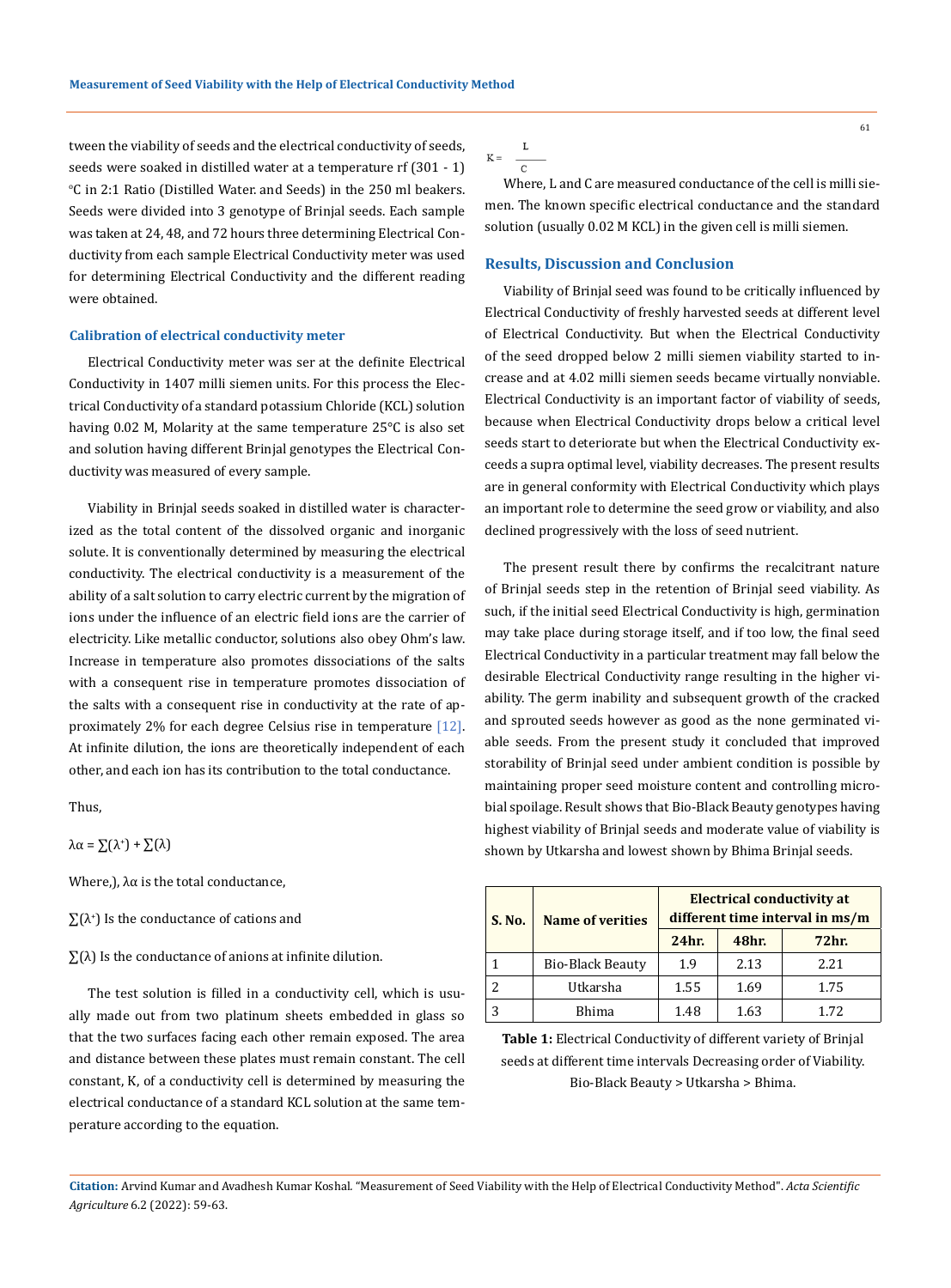tween the viability of seeds and the electrical conductivity of seeds, seeds were soaked in distilled water at a temperature rf (301 - 1) °C in 2:1 Ratio (Distilled Water. and Seeds) in the 250 ml beakers. Seeds were divided into 3 genotype of Brinjal seeds. Each sample was taken at 24, 48, and 72 hours three determining Electrical Conductivity from each sample Electrical Conductivity meter was used for determining Electrical Conductivity and the different reading were obtained.

### Calibration of electrical conductivity meter

Electrical Conductivity meter was ser at the definite Electrical Conductivity in 1407 milli siemen units. For this process the Electrical Conductivity of a standard potassium Chloride (KCL) solution having 0.02 M, Molarity at the same temperature 25°C is also set and solution having different Brinjal genotypes the Electrical Conductivity was measured of every sample.

Viability in Brinjal seeds soaked in distilled water is characterized as the total content of the dissolved organic and inorganic solute. It is conventionally determined by measuring the electrical conductivity. The electrical conductivity is a measurement of the ability of a salt solution to carry electric current by the migration of ions under the influence of an electric field ions are the carrier of electricity. Like metallic conductor, solutions also obey Ohm's law. Increase in temperature also promotes dissociations of the salts with a consequent rise in temperature promotes dissociation of the salts with a consequent rise in conductivity at the rate of approximately 2% for each degree Celsius rise in temperature [12]. At infinite dilution, the ions are theoretically independent of each other, and each ion has its contribution to the total conductance.

Thus,

$$\lambda\alpha = \sum(\lambda^{+}) + \sum(\lambda)$$

Where,), $\lambda\alpha$ is the total conductance,

$\sum(\lambda^{+})$ Is the conductance of cations and

$\sum(\lambda)$ Is the conductance of anions at infinite dilution.

The test solution is filled in a conductivity cell, which is usually made out from two platinum sheets embedded in glass so that the two surfaces facing each other remain exposed. The area and distance between these plates must remain constant. The cell constant, K, of a conductivity cell is determined by measuring the electrical conductance of a standard KCL solution at the same temperature according to the equation.

$$K = \frac{L}{C}$$

Where, L and C are measured conductance of the cell is milli siemen. The known specific electrical conductance and the standard solution (usually 0.02 M KCL) in the given cell is milli siemen.

## Results, Discussion and Conclusion

Viability of Brinjal seed was found to be critically influenced by Electrical Conductivity of freshly harvested seeds at different level of Electrical Conductivity. But when the Electrical Conductivity of the seed dropped below 2 milli siemen viability started to increase and at 4.02 milli siemen seeds became virtually nonviable. Electrical Conductivity is an important factor of viability of seeds, because when Electrical Conductivity drops below a critical level seeds start to deteriorate but when the Electrical Conductivity exceeds a supra optimal level, viability decreases. The present results are in general conformity with Electrical Conductivity which plays an important role to determine the seed grow or viability, and also declined progressively with the loss of seed nutrient.

The present result there by confirms the recalcitrant nature of Brinjal seeds step in the retention of Brinjal seed viability. As such, if the initial seed Electrical Conductivity is high, germination may take place during storage itself, and if too low, the final seed Electrical Conductivity in a particular treatment may fall below the desirable Electrical Conductivity range resulting in the higher viability. The germ inability and subsequent growth of the cracked and sprouted seeds however as good as the none germinated viable seeds. From the present study it concluded that improved storability of Brinjal seed under ambient condition is possible by maintaining proper seed moisture content and controlling microbial spoilage. Result shows that Bio-Black Beauty genotypes having highest viability of Brinjal seeds and moderate value of viability is shown by Utkarsha and lowest shown by Bhima Brinjal seeds.

| S. No. | Name of verities | Electrical conductivity at different time interval in ms/m | | |
|---|---|---|---|---|
| | | 24hr. | 48hr. | 72hr. |
| 1 | Bio-Black Beauty | 1.9 | 2.13 | 2.21 |
| 2 | Utkarsha | 1.55 | 1.69 | 1.75 |
| 3 | Bhima | 1.48 | 1.63 | 1.72 |

**Table 1:** Electrical Conductivity of different variety of Brinjal seeds at different time intervals Decreasing order of Viability. Bio-Black Beauty > Utkarsha > Bhima.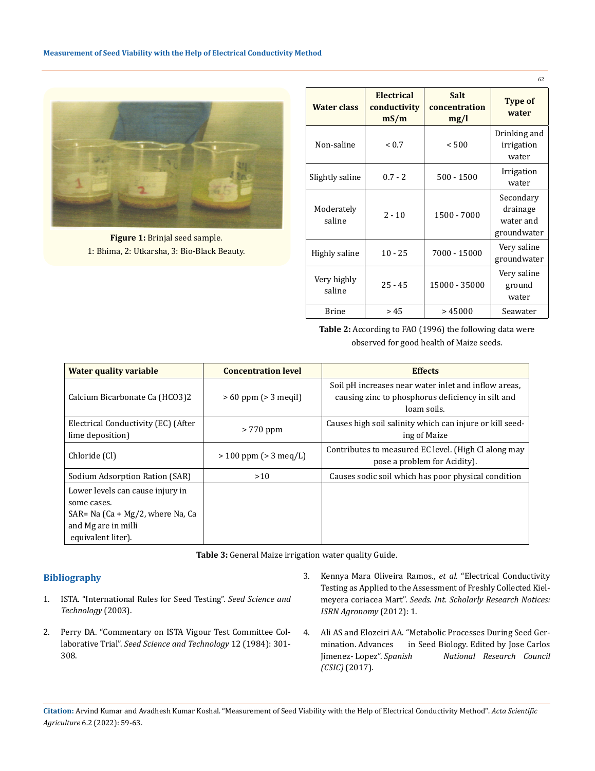Figure 1: Brinjal seed sample.
1: Bhima, 2: Utkarsha, 3: Bio-Black Beauty.

| Water class | Electrical conductivity mS/m | Salt concentration mg/l | Type of water |
| --- | --- | --- | --- |
| Non-saline | < 0.7 | < 500 | Drinking and irrigation water |
| Slightly saline | 0.7 - 2 | 500 - 1500 | Irrigation water |
| Moderately saline | 2 - 10 | 1500 - 7000 | Secondary drainage water and groundwater |
| Highly saline | 10 - 25 | 7000 - 15000 | Very saline groundwater |
| Very highly saline | 25 - 45 | 15000 - 35000 | Very saline ground water |
| Brine | > 45 | > 45000 | Seawater |

**Table 2:** According to FAO (1996) the following data were observed for good health of Maize seeds.

| Water quality variable | Concentration level | Effects |
| --- | --- | --- |
| Calcium Bicarbonate Ca (HCO3)2 | > 60 ppm (> 3 meqil) | Soil pH increases near water inlet and inflow areas, causing zinc to phosphorus deficiency in silt and loam soils. |
| Electrical Conductivity (EC) (After lime deposition) | > 770 ppm | Causes high soil salinity which can injure or kill seed-ing of Maize |
| Chloride (Cl) | > 100 ppm (> 3 meq/L) | Contributes to measured EC level. (High Cl along may pose a problem for Acidity). |
| Sodium Adsorption Ration (SAR) | >10 | Causes sodic soil which has poor physical condition |
| Lower levels can cause injury in some cases. SAR= Na (Ca + Mg/2, where Na, Ca and Mg are in milli equivalent liter). | | |

**Table 3:** General Maize irrigation water quality Guide.

## Bibliography

1. ISTA. "International Rules for Seed Testing". *Seed Science and Technology* (2003).
2. Perry DA. "Commentary on ISTA Vigour Test Committee Collaborative Trial". *Seed Science and Technology* 12 (1984): 301-308.
3. Kennya Mara Oliveira Ramos., *et al.* "Electrical Conductivity Testing as Applied to the Assessment of Freshly Collected Kielmeyera coriacea Mart". *Seeds. Int. Scholarly Research Notices: ISRN Agronomy* (2012): 1.
4. Ali AS and Elozeiri AA. "Metabolic Processes During Seed Germination. Advances in Seed Biology. Edited by Jose Carlos Jimenez- Lopez". *Spanish National Research Council (CSIC)* (2017).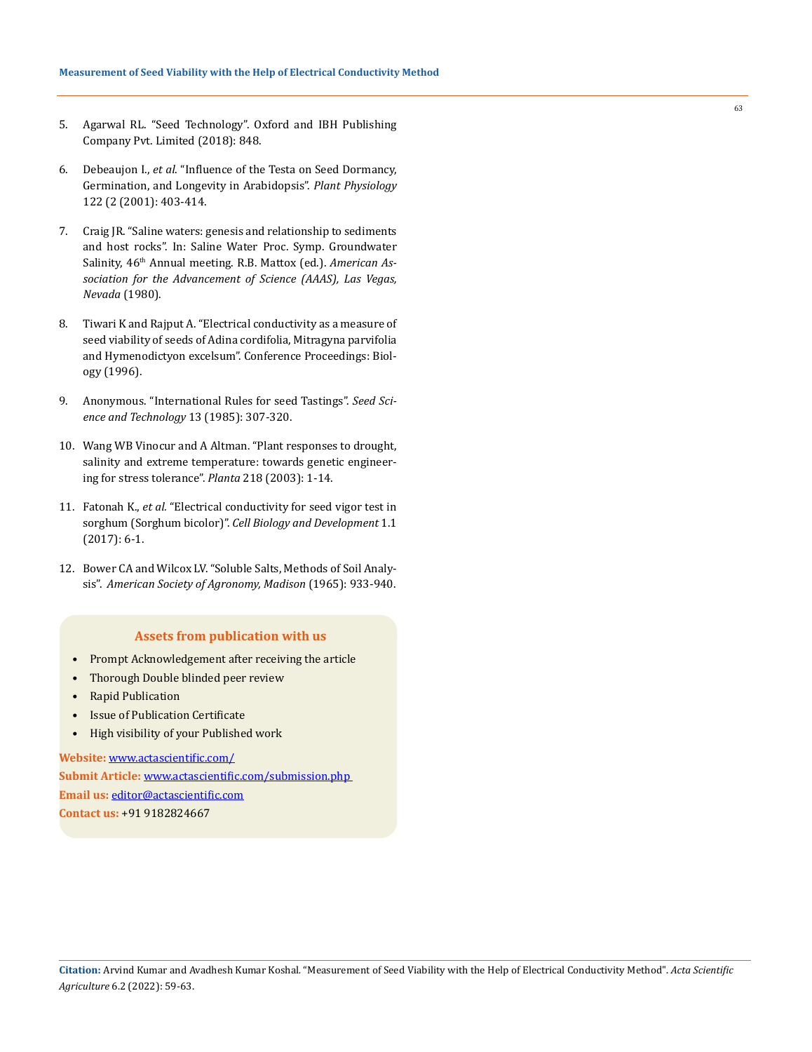5. Agarwal RL. "Seed Technology". Oxford and IBH Publishing Company Pvt. Limited (2018): 848.

6. Debeaujon I., *et al*. "Influence of the Testa on Seed Dormancy, Germination, and Longevity in Arabidopsis". *Plant Physiology* 122 (2 (2001): 403-414.

7. Craig JR. "Saline waters: genesis and relationship to sediments and host rocks". In: Saline Water Proc. Symp. Groundwater Salinity, 46th Annual meeting. R.B. Mattox (ed.). *American Association for the Advancement of Science (AAAS), Las Vegas, Nevada* (1980).

8. Tiwari K and Rajput A. "Electrical conductivity as a measure of seed viability of seeds of Adina cordifolia, Mitragyna parvifolia and Hymenodictyon excelsum". Conference Proceedings: Biology (1996).

9. Anonymous. "International Rules for seed Tastings". *Seed Science and Technology* 13 (1985): 307-320.

10. Wang WB Vinocur and A Altman. "Plant responses to drought, salinity and extreme temperature: towards genetic engineering for stress tolerance". *Planta* 218 (2003): 1-14.

11. Fatonah K., *et al.* "Electrical conductivity for seed vigor test in sorghum (Sorghum bicolor)". *Cell Biology and Development* 1.1 (2017): 6-1.

12. Bower CA and Wilcox LV. "Soluble Salts, Methods of Soil Analysis". *American Society of Agronomy, Madison* (1965): 933-940.

**Assets from publication with us**

- Prompt Acknowledgement after receiving the article
- Thorough Double blinded peer review
- Rapid Publication
- Issue of Publication Certificate
- High visibility of your Published work

**Website:** www.actascientific.com/

**Submit Article:** www.actascientific.com/submission.php

**Email us:** editor@actascientific.com

**Contact us:** +91 9182824667

**Citation:** Arvind Kumar and Avadhesh Kumar Koshal. "Measurement of Seed Viability with the Help of Electrical Conductivity Method". *Acta Scientific Agriculture* 6.2 (2022): 59-63.